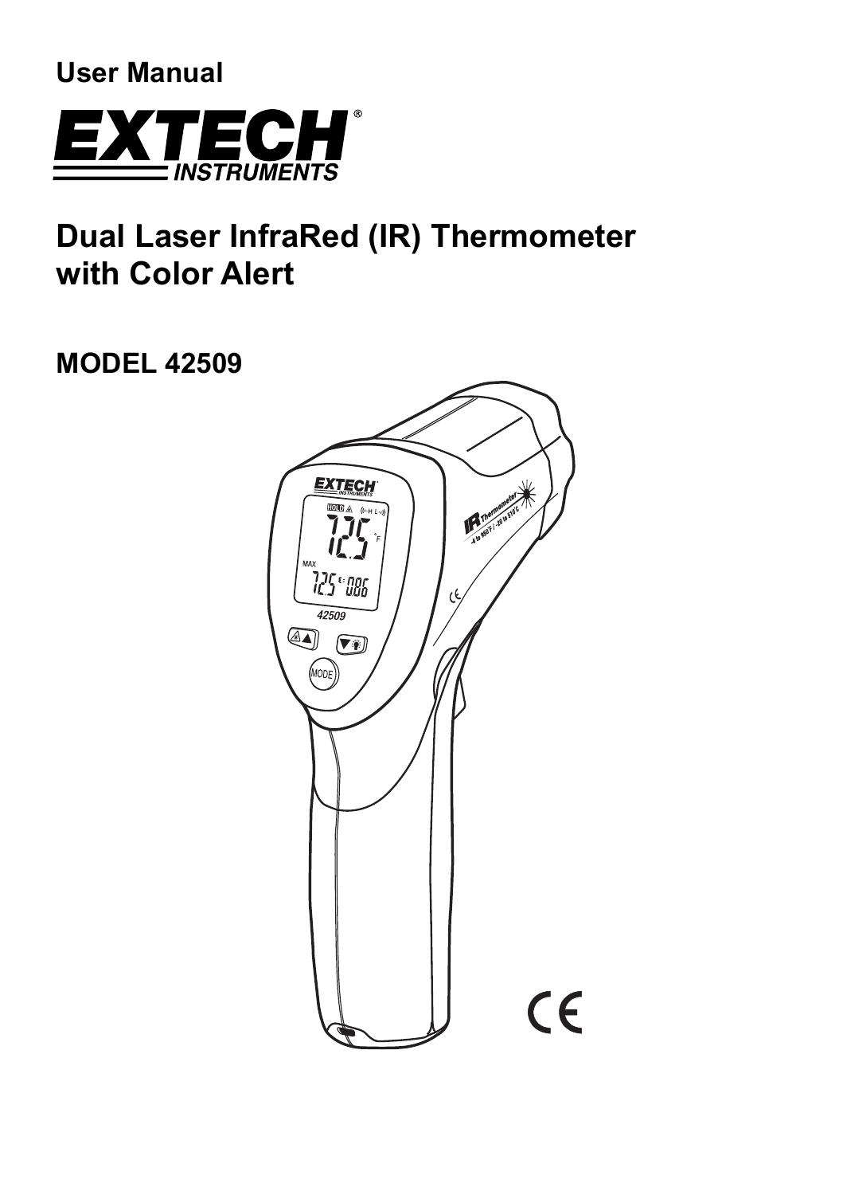User Manual

EXTECH INSTRUMENTS

# Dual Laser InfraRed (IR) Thermometer with Color Alert

## MODEL 42509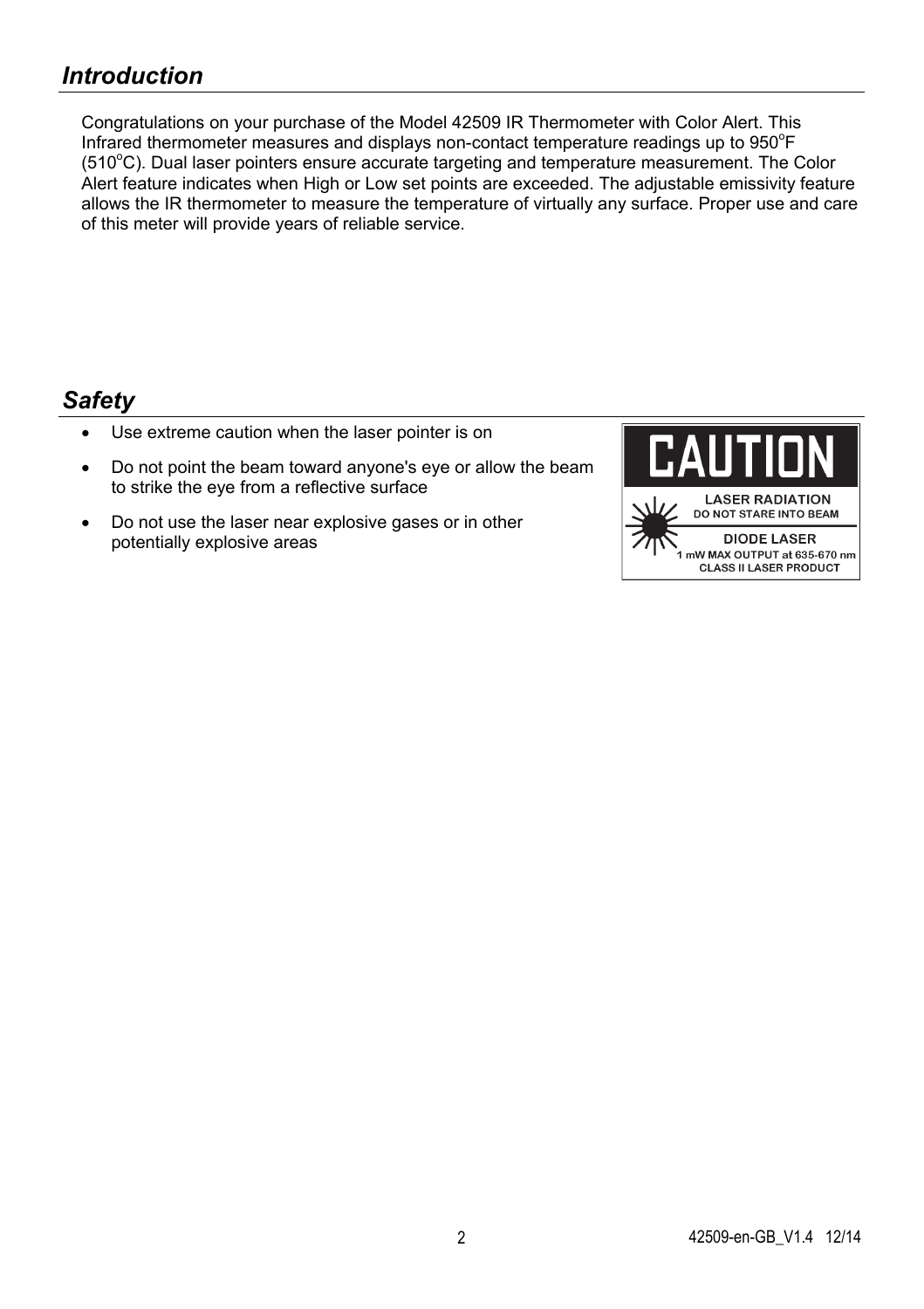## *Introduction*

Congratulations on your purchase of the Model 42509 IR Thermometer with Color Alert. This Infrared thermometer measures and displays non-contact temperature readings up to 950$^{o}$F (510$^{o}$C). Dual laser pointers ensure accurate targeting and temperature measurement. The Color Alert feature indicates when High or Low set points are exceeded. The adjustable emissivity feature allows the IR thermometer to measure the temperature of virtually any surface. Proper use and care of this meter will provide years of reliable service.

## *Safety*

- Use extreme caution when the laser pointer is on
- Do not point the beam toward anyone's eye or allow the beam to strike the eye from a reflective surface
- Do not use the laser near explosive gases or in other potentially explosive areas

**CAUTION**

LASER RADIATION
DO NOT STARE INTO BEAM

DIODE LASER
1 mW MAX OUTPUT at 635-670 nm
CLASS II LASER PRODUCT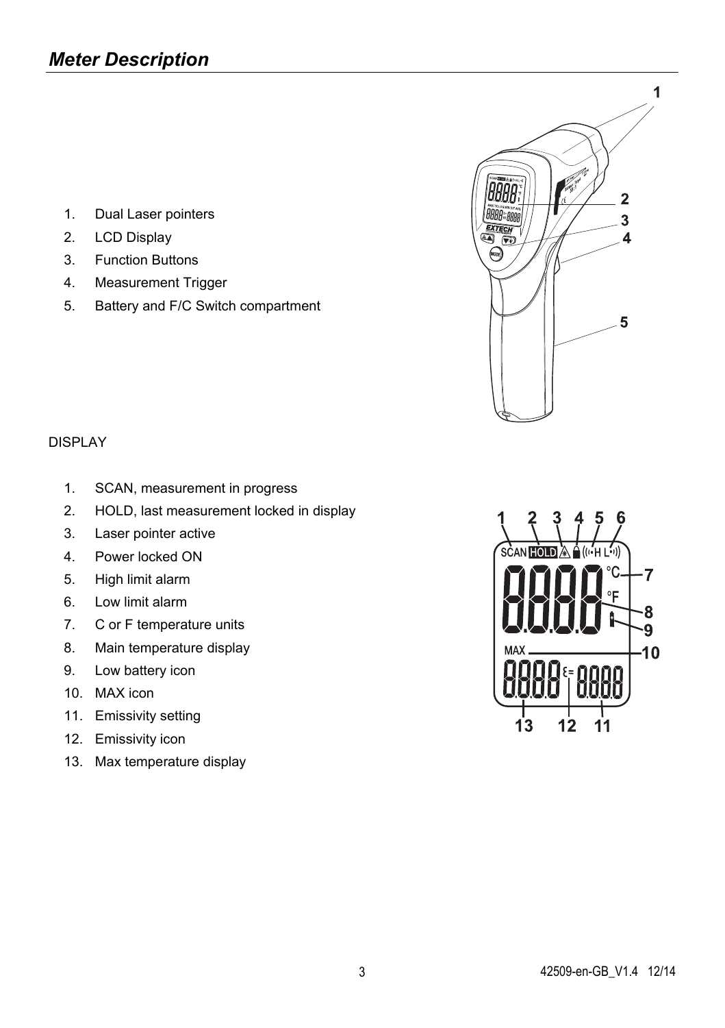## *Meter Description*

1. Dual Laser pointers
2. LCD Display
3. Function Buttons
4. Measurement Trigger
5. Battery and F/C Switch compartment

DISPLAY

1. SCAN, measurement in progress
2. HOLD, last measurement locked in display
3. Laser pointer active
4. Power locked ON
5. High limit alarm
6. Low limit alarm
7. C or F temperature units
8. Main temperature display
9. Low battery icon
10. MAX icon
11. Emissivity setting
12. Emissivity icon
13. Max temperature display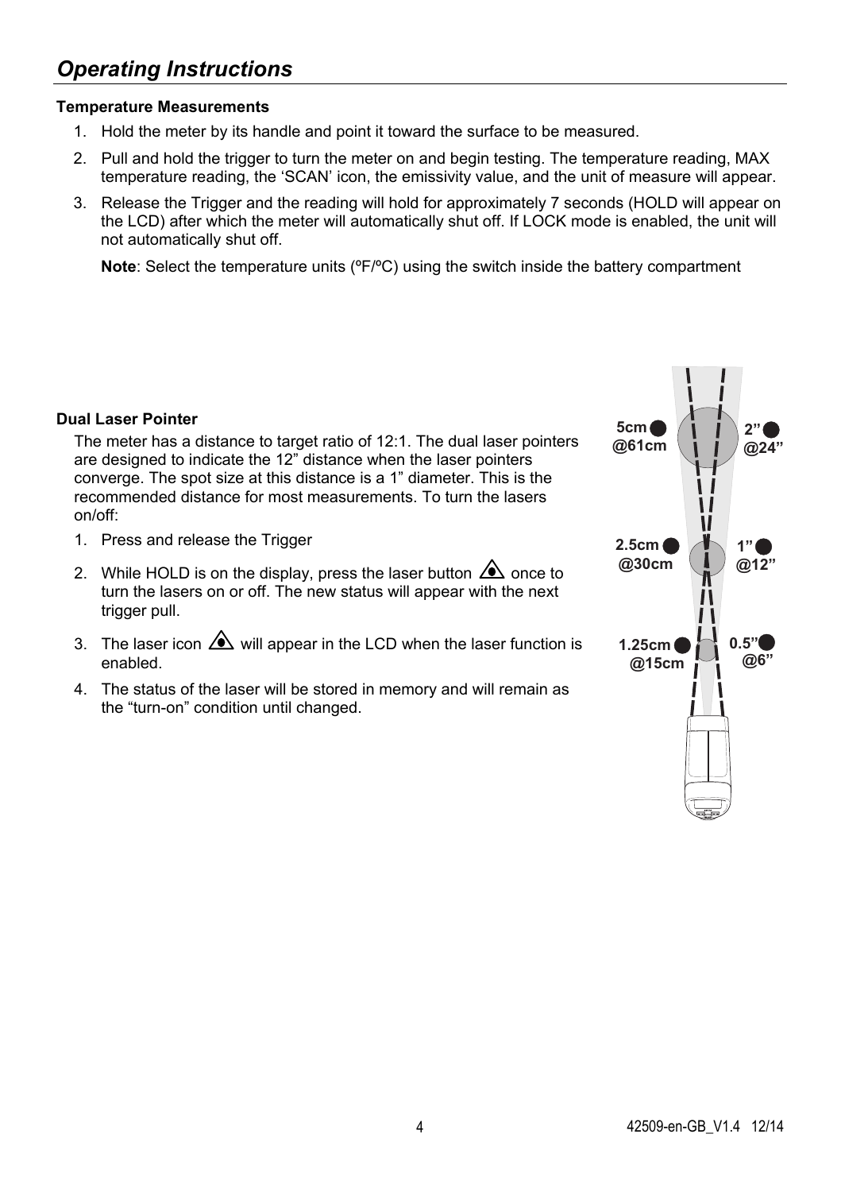## *Operating Instructions*

### Temperature Measurements

1. Hold the meter by its handle and point it toward the surface to be measured.
2. Pull and hold the trigger to turn the meter on and begin testing. The temperature reading, MAX temperature reading, the 'SCAN' icon, the emissivity value, and the unit of measure will appear.
3. Release the Trigger and the reading will hold for approximately 7 seconds (HOLD will appear on the LCD) after which the meter will automatically shut off. If LOCK mode is enabled, the unit will not automatically shut off.

   **Note**: Select the temperature units (ºF/ºC) using the switch inside the battery compartment

### Dual Laser Pointer

The meter has a distance to target ratio of 12:1. The dual laser pointers are designed to indicate the 12" distance when the laser pointers converge. The spot size at this distance is a 1" diameter. This is the recommended distance for most measurements. To turn the lasers on/off:

1. Press and release the Trigger
2. While HOLD is on the display, press the laser button once to turn the lasers on or off. The new status will appear with the next trigger pull.
3. The laser icon will appear in the LCD when the laser function is enabled.
4. The status of the laser will be stored in memory and will remain as the "turn-on" condition until changed.

5cm @61cm | 2" @24"

2.5cm @30cm | 1" @12"

1.25cm @15cm | 0.5" @6"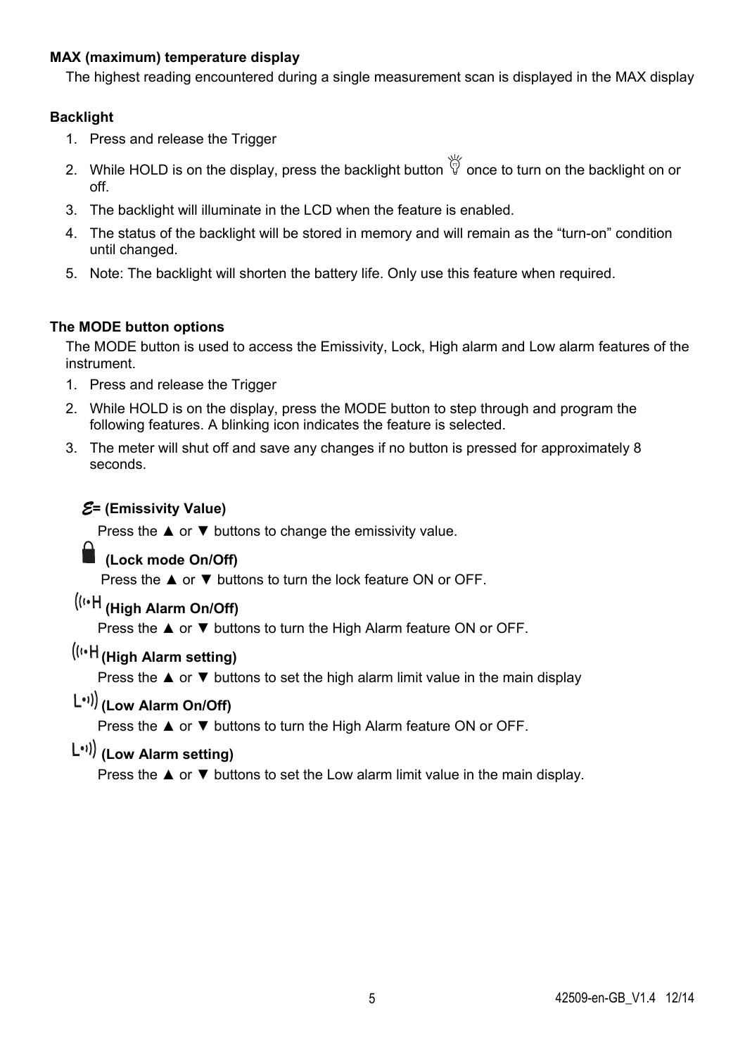**MAX (maximum) temperature display**

The highest reading encountered during a single measurement scan is displayed in the MAX display

**Backlight**

1. Press and release the Trigger
2. While HOLD is on the display, press the backlight button 💡 once to turn on the backlight on or off.
3. The backlight will illuminate in the LCD when the feature is enabled.
4. The status of the backlight will be stored in memory and will remain as the “turn-on” condition until changed.
5. Note: The backlight will shorten the battery life. Only use this feature when required.

**The MODE button options**

The MODE button is used to access the Emissivity, Lock, High alarm and Low alarm features of the instrument.

1. Press and release the Trigger
2. While HOLD is on the display, press the MODE button to step through and program the following features. A blinking icon indicates the feature is selected.
3. The meter will shut off and save any changes if no button is pressed for approximately 8 seconds.

**ℰ= (Emissivity Value)**

Press the ▲ or ▼ buttons to change the emissivity value.

**🔒 (Lock mode On/Off)**

Press the ▲ or ▼ buttons to turn the lock feature ON or OFF.

**((•H (High Alarm On/Off)**

Press the ▲ or ▼ buttons to turn the High Alarm feature ON or OFF.

**((•H (High Alarm setting)**

Press the ▲ or ▼ buttons to set the high alarm limit value in the main display

**L•)) (Low Alarm On/Off)**

Press the ▲ or ▼ buttons to turn the High Alarm feature ON or OFF.

**L•)) (Low Alarm setting)**

Press the ▲ or ▼ buttons to set the Low alarm limit value in the main display.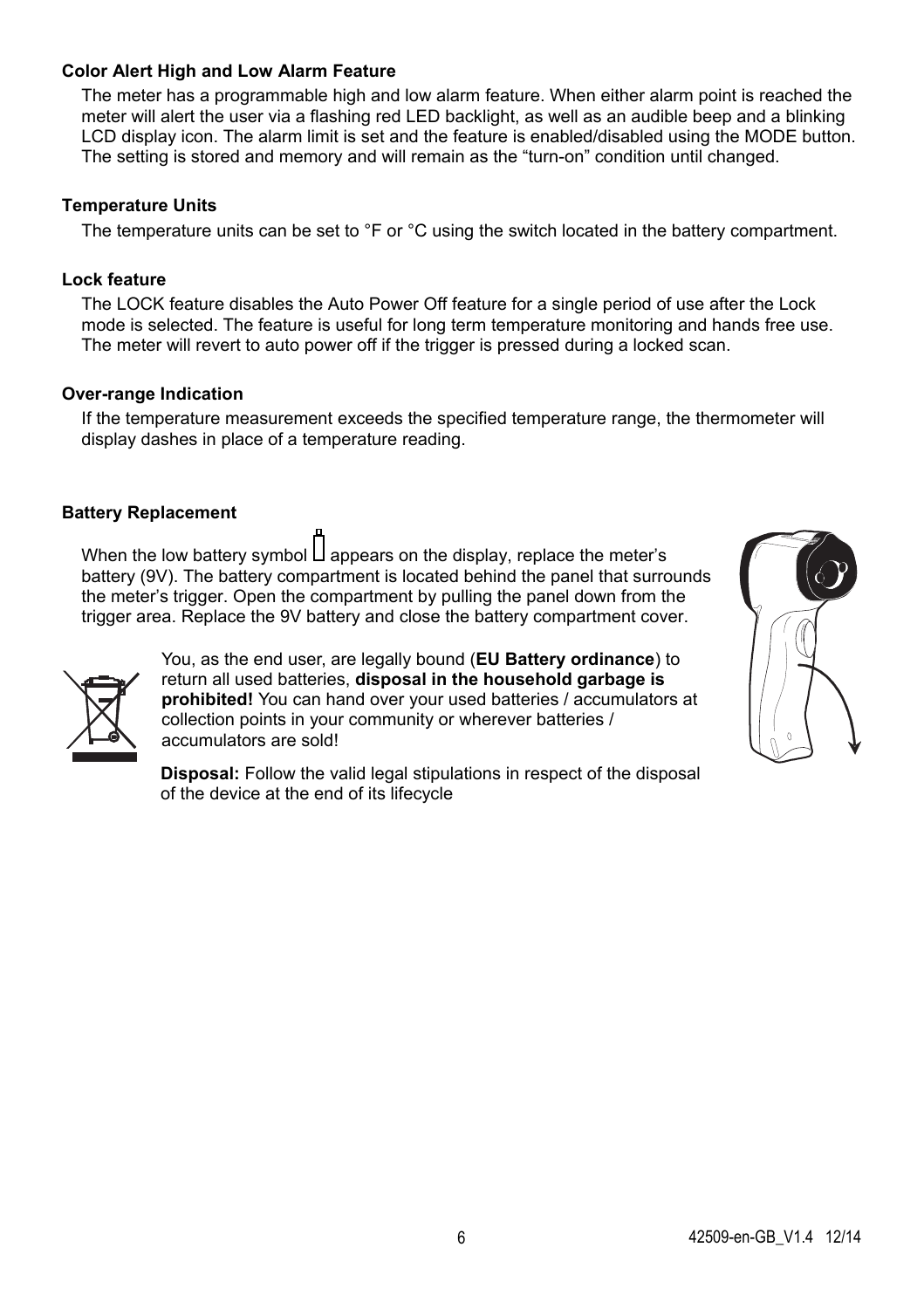### Color Alert High and Low Alarm Feature

The meter has a programmable high and low alarm feature. When either alarm point is reached the meter will alert the user via a flashing red LED backlight, as well as an audible beep and a blinking LCD display icon. The alarm limit is set and the feature is enabled/disabled using the MODE button. The setting is stored and memory and will remain as the “turn-on” condition until changed.

### Temperature Units

The temperature units can be set to °F or °C using the switch located in the battery compartment.

### Lock feature

The LOCK feature disables the Auto Power Off feature for a single period of use after the Lock mode is selected. The feature is useful for long term temperature monitoring and hands free use. The meter will revert to auto power off if the trigger is pressed during a locked scan.

### Over-range Indication

If the temperature measurement exceeds the specified temperature range, the thermometer will display dashes in place of a temperature reading.

### Battery Replacement

When the low battery symbol appears on the display, replace the meter’s battery (9V). The battery compartment is located behind the panel that surrounds the meter’s trigger. Open the compartment by pulling the panel down from the trigger area. Replace the 9V battery and close the battery compartment cover.

You, as the end user, are legally bound (**EU Battery ordinance**) to return all used batteries, **disposal in the household garbage is prohibited!** You can hand over your used batteries / accumulators at collection points in your community or wherever batteries / accumulators are sold!

**Disposal:** Follow the valid legal stipulations in respect of the disposal of the device at the end of its lifecycle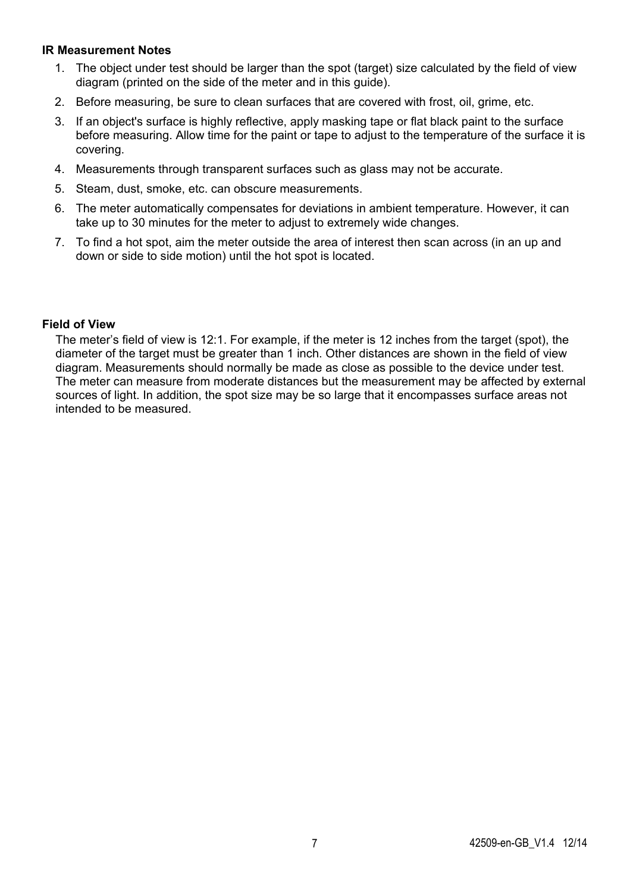**IR Measurement Notes**

1. The object under test should be larger than the spot (target) size calculated by the field of view diagram (printed on the side of the meter and in this guide).
2. Before measuring, be sure to clean surfaces that are covered with frost, oil, grime, etc.
3. If an object's surface is highly reflective, apply masking tape or flat black paint to the surface before measuring. Allow time for the paint or tape to adjust to the temperature of the surface it is covering.
4. Measurements through transparent surfaces such as glass may not be accurate.
5. Steam, dust, smoke, etc. can obscure measurements.
6. The meter automatically compensates for deviations in ambient temperature. However, it can take up to 30 minutes for the meter to adjust to extremely wide changes.
7. To find a hot spot, aim the meter outside the area of interest then scan across (in an up and down or side to side motion) until the hot spot is located.

**Field of View**

The meter's field of view is 12:1. For example, if the meter is 12 inches from the target (spot), the diameter of the target must be greater than 1 inch. Other distances are shown in the field of view diagram. Measurements should normally be made as close as possible to the device under test. The meter can measure from moderate distances but the measurement may be affected by external sources of light. In addition, the spot size may be so large that it encompasses surface areas not intended to be measured.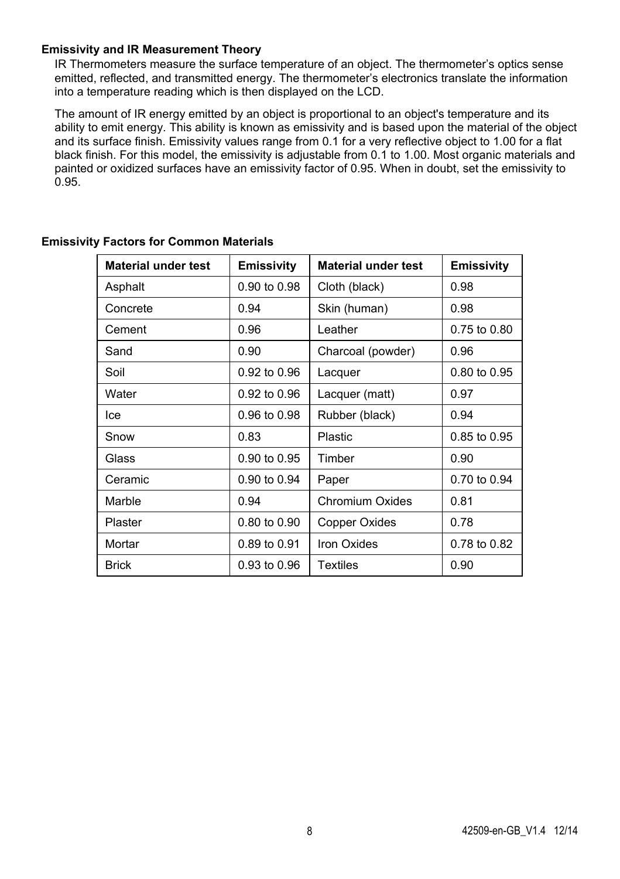### Emissivity and IR Measurement Theory

IR Thermometers measure the surface temperature of an object. The thermometer's optics sense emitted, reflected, and transmitted energy. The thermometer's electronics translate the information into a temperature reading which is then displayed on the LCD.

The amount of IR energy emitted by an object is proportional to an object's temperature and its ability to emit energy. This ability is known as emissivity and is based upon the material of the object and its surface finish. Emissivity values range from 0.1 for a very reflective object to 1.00 for a flat black finish. For this model, the emissivity is adjustable from 0.1 to 1.00. Most organic materials and painted or oxidized surfaces have an emissivity factor of 0.95. When in doubt, set the emissivity to 0.95.

### Emissivity Factors for Common Materials

| Material under test | Emissivity | Material under test | Emissivity |
|---|---|---|---|
| Asphalt | 0.90 to 0.98 | Cloth (black) | 0.98 |
| Concrete | 0.94 | Skin (human) | 0.98 |
| Cement | 0.96 | Leather | 0.75 to 0.80 |
| Sand | 0.90 | Charcoal (powder) | 0.96 |
| Soil | 0.92 to 0.96 | Lacquer | 0.80 to 0.95 |
| Water | 0.92 to 0.96 | Lacquer (matt) | 0.97 |
| Ice | 0.96 to 0.98 | Rubber (black) | 0.94 |
| Snow | 0.83 | Plastic | 0.85 to 0.95 |
| Glass | 0.90 to 0.95 | Timber | 0.90 |
| Ceramic | 0.90 to 0.94 | Paper | 0.70 to 0.94 |
| Marble | 0.94 | Chromium Oxides | 0.81 |
| Plaster | 0.80 to 0.90 | Copper Oxides | 0.78 |
| Mortar | 0.89 to 0.91 | Iron Oxides | 0.78 to 0.82 |
| Brick | 0.93 to 0.96 | Textiles | 0.90 |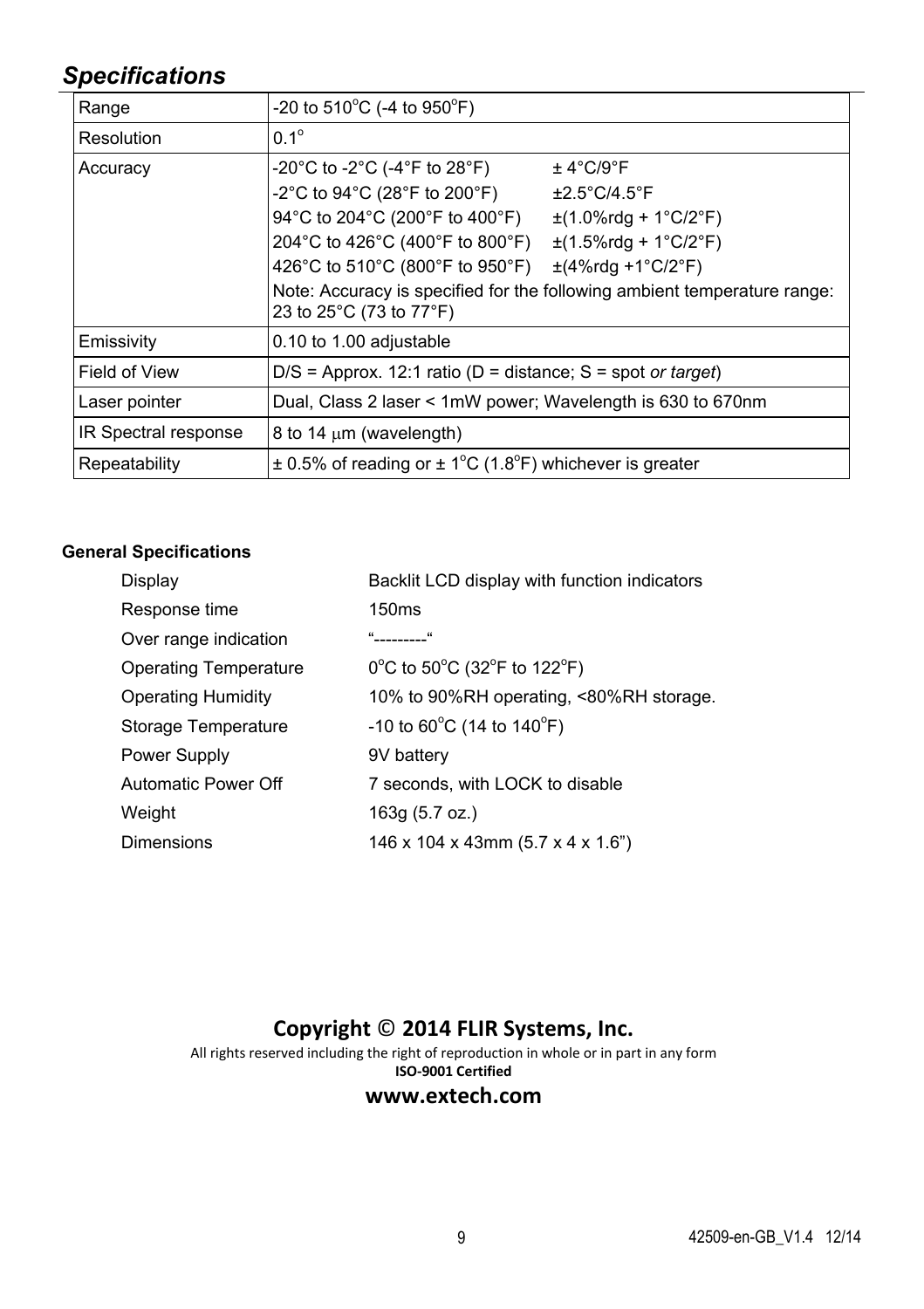## *Specifications*

| | |
|---|---|
| Range | -20 to 510°C (-4 to 950°F) |
| Resolution | 0.1° |
| Accuracy | -20°C to -2°C (-4°F to 28°F) ± 4°C/9°F<br>-2°C to 94°C (28°F to 200°F) ±2.5°C/4.5°F<br>94°C to 204°C (200°F to 400°F) ±(1.0%rdg + 1°C/2°F)<br>204°C to 426°C (400°F to 800°F) ±(1.5%rdg + 1°C/2°F)<br>426°C to 510°C (800°F to 950°F) ±(4%rdg +1°C/2°F)<br>Note: Accuracy is specified for the following ambient temperature range: 23 to 25°C (73 to 77°F) |
| Emissivity | 0.10 to 1.00 adjustable |
| Field of View | D/S = Approx. 12:1 ratio (D = distance; S = spot *or target*) |
| Laser pointer | Dual, Class 2 laser < 1mW power; Wavelength is 630 to 670nm |
| IR Spectral response | 8 to 14 μm (wavelength) |
| Repeatability | ± 0.5% of reading or ± 1°C (1.8°F) whichever is greater |

**General Specifications**

| | |
|---|---|
| Display | Backlit LCD display with function indicators |
| Response time | 150ms |
| Over range indication | "---------" |
| Operating Temperature | 0°C to 50°C (32°F to 122°F) |
| Operating Humidity | 10% to 90%RH operating, <80%RH storage. |
| Storage Temperature | -10 to 60°C (14 to 140°F) |
| Power Supply | 9V battery |
| Automatic Power Off | 7 seconds, with LOCK to disable |
| Weight | 163g (5.7 oz.) |
| Dimensions | 146 x 104 x 43mm (5.7 x 4 x 1.6") |

**Copyright © 2014 FLIR Systems, Inc.**

All rights reserved including the right of reproduction in whole or in part in any form

**ISO-9001 Certified**

**www.extech.com**